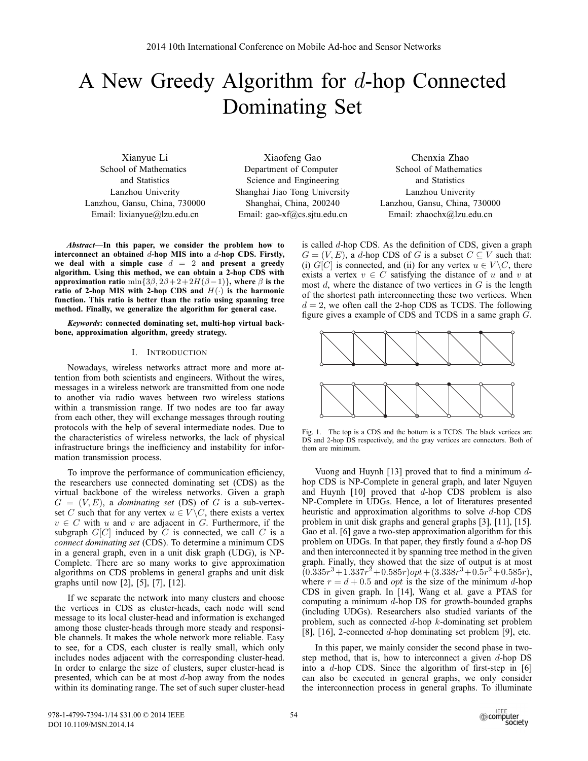# A New Greedy Algorithm for $d$-hop Connected Dominating Set

Xianyue Li
School of Mathematics and Statistics
Lanzhou University
Lanzhou, Gansu, China, 730000
Email: lixianyue@lzu.edu.cn

Xiaofeng Gao
Department of Computer Science and Engineering
Shanghai Jiao Tong University
Shanghai, China, 200240
Email: gao-xf@cs.sjtu.edu.cn

Chenxia Zhao
School of Mathematics and Statistics
Lanzhou University
Lanzhou, Gansu, China, 730000
Email: zhaochx@lzu.edu.cn

***Abstract*—In this paper, we consider the problem how to interconnect an obtained $d$-hop MIS into a $d$-hop CDS. Firstly, we deal with a simple case $d = 2$ and present a greedy algorithm. Using this method, we can obtain a 2-hop CDS with approximation ratio $\min\{3\beta, 2\beta+2+2H(\beta-1)\}$, where $\beta$ is the ratio of 2-hop MIS with 2-hop CDS and $H(\cdot)$ is the harmonic function. This ratio is better than the ratio using spanning tree method. Finally, we generalize the algorithm for general case.**

***Keywords*: connected dominating set, multi-hop virtual backbone, approximation algorithm, greedy strategy.**

## I. Introduction

Nowadays, wireless networks attract more and more attention from both scientists and engineers. Without the wires, messages in a wireless network are transmitted from one node to another via radio waves between two wireless stations within a transmission range. If two nodes are too far away from each other, they will exchange messages through routing protocols with the help of several intermediate nodes. Due to the characteristics of wireless networks, the lack of physical infrastructure brings the inefficiency and instability for information transmission process.

To improve the performance of communication efficiency, the researchers use connected dominating set (CDS) as the virtual backbone of the wireless networks. Given a graph $G = (V, E)$, a *dominating set* (DS) of $G$ is a sub-vertex-set $C$ such that for any vertex $u \in V \backslash C$, there exists a vertex $v \in C$ with $u$ and $v$ are adjacent in $G$. Furthermore, if the subgraph $G[C]$ induced by $C$ is connected, we call $C$ is a *connect dominating set* (CDS). To determine a minimum CDS in a general graph, even in a unit disk graph (UDG), is NP-Complete. There are so many works to give approximation algorithms on CDS problems in general graphs and unit disk graphs until now [2], [5], [7], [12].

If we separate the network into many clusters and choose the vertices in CDS as cluster-heads, each node will send message to its local cluster-head and information is exchanged among those cluster-heads through more steady and responsible channels. It makes the whole network more reliable. Easy to see, for a CDS, each cluster is really small, which only includes nodes adjacent with the corresponding cluster-head. In order to enlarge the size of clusters, super cluster-head is presented, which can be at most $d$-hop away from the nodes within its dominating range. The set of such super cluster-head is called $d$-hop CDS. As the definition of CDS, given a graph $G = (V, E)$, a $d$-hop CDS of $G$ is a subset $C \subseteq V$ such that: (i) $G[C]$ is connected, and (ii) for any vertex $u \in V \backslash C$, there exists a vertex $v \in C$ satisfying the distance of $u$ and $v$ at most $d$, where the distance of two vertices in $G$ is the length of the shortest path interconnecting these two vertices. When $d = 2$, we often call the 2-hop CDS as TCDS. The following figure gives a example of CDS and TCDS in a same graph $G$.

Fig. 1. The top is a CDS and the bottom is a TCDS. The black vertices are DS and 2-hop DS respectively, and the gray vertices are connectors. Both of them are minimum.

Vuong and Huynh [13] proved that to find a minimum $d$-hop CDS is NP-Complete in general graph, and later Nguyen and Huynh [10] proved that $d$-hop CDS problem is also NP-Complete in UDGs. Hence, a lot of literatures presented heuristic and approximation algorithms to solve $d$-hop CDS problem in unit disk graphs and general graphs [3], [11], [15]. Gao et al. [6] gave a two-step approximation algorithm for this problem on UDGs. In that paper, they firstly found a $d$-hop DS and then interconnected it by spanning tree method in the given graph. Finally, they showed that the size of output is at most $(0.335r^3+1.337r^2+0.585r)opt+(3.338r^3+0.5r^2+0.585r)$, where $r = d + 0.5$ and $opt$ is the size of the minimum $d$-hop CDS in given graph. In [14], Wang et al. gave a PTAS for computing a minimum $d$-hop DS for growth-bounded graphs (including UDGs). Researchers also studied variants of the problem, such as connected $d$-hop $k$-dominating set problem [8], [16], 2-connected $d$-hop dominating set problem [9], etc.

In this paper, we mainly consider the second phase in two-step method, that is, how to interconnect a given $d$-hop DS into a $d$-hop CDS. Since the algorithm of first-step in [6] can also be executed in general graphs, we only consider the interconnection process in general graphs. To illuminate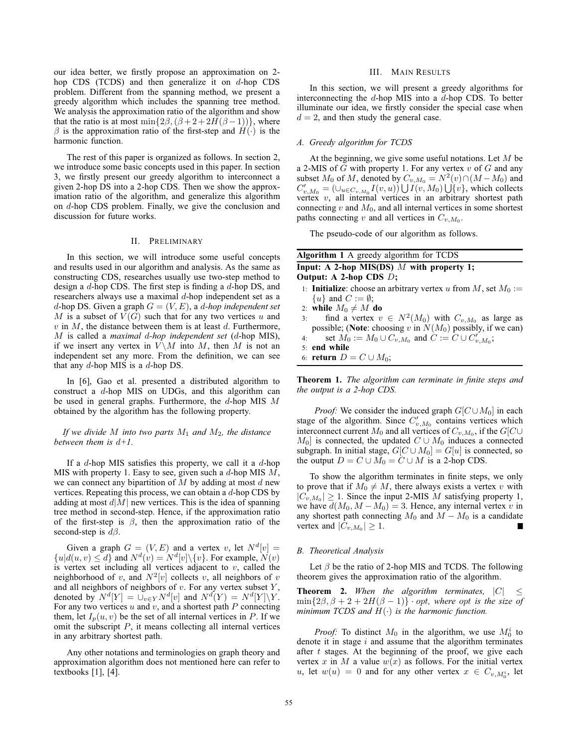our idea better, we firstly propose an approximation on 2-hop CDS (TCDS) and then generalize it on $d$-hop CDS problem. Different from the spanning method, we present a greedy algorithm which includes the spanning tree method. We analysis the approximation ratio of the algorithm and show that the ratio is at most $\min\{2\beta, (\beta+2+2H(\beta-1))\}$, where $\beta$ is the approximation ratio of the first-step and $H(\cdot)$ is the harmonic function.

The rest of this paper is organized as follows. In section 2, we introduce some basic concepts used in this paper. In section 3, we firstly present our greedy algorithm to interconnect a given 2-hop DS into a 2-hop CDS. Then we show the approximation ratio of the algorithm, and generalize this algorithm on $d$-hop CDS problem. Finally, we give the conclusion and discussion for future works.

## II. Preliminary

In this section, we will introduce some useful concepts and results used in our algorithm and analysis. As the same as constructing CDS, researches usually use two-step method to design a $d$-hop CDS. The first step is finding a $d$-hop DS, and researchers always use a maximal $d$-hop independent set as a $d$-hop DS. Given a graph $G=(V,E)$, a *$d$-hop independent set* $M$ is a subset of $V(G)$ such that for any two vertices $u$ and $v$ in $M$, the distance between them is at least $d$. Furthermore, $M$ is called a *maximal $d$-hop independent set* ($d$-hop MIS), if we insert any vertex in $V\backslash M$ into $M$, then $M$ is not an independent set any more. From the definition, we can see that any $d$-hop MIS is a $d$-hop DS.

In [6], Gao et al. presented a distributed algorithm to construct a $d$-hop MIS on UDGs, and this algorithm can be used in general graphs. Furthermore, the $d$-hop MIS $M$ obtained by the algorithm has the following property.

*If we divide $M$ into two parts $M_1$ and $M_2$, the distance between them is d+1.*

If a $d$-hop MIS satisfies this property, we call it a $d$-hop MIS with property 1. Easy to see, given such a $d$-hop MIS $M$, we can connect any bipartition of $M$ by adding at most $d$ new vertices. Repeating this process, we can obtain a $d$-hop CDS by adding at most $d|M|$ new vertices. This is the idea of spanning tree method in second-step. Hence, if the approximation ratio of the first-step is $\beta$, then the approximation ratio of the second-step is $d\beta$.

Given a graph $G=(V,E)$ and a vertex $v$, let $N^d[v]=\{u|d(u,v)\le d\}$ and $N^d(v)=N^d[v]\backslash\{v\}$. For example, $N(v)$ is vertex set including all vertices adjacent to $v$, called the neighborhood of $v$, and $N^2[v]$ collects $v$, all neighbors of $v$ and all neighbors of neighbors of $v$. For any vertex subset $Y$, denoted by $N^d[Y]=\cup_{v\in Y}N^d[v]$ and $N^d(Y)=N^d[Y]\backslash Y$. For any two vertices $u$ and $v$, and a shortest path $P$ connecting them, let $I_p(u,v)$ be the set of all internal vertices in $P$. If we omit the subscript $P$, it means collecting all internal vertices in any arbitrary shortest path.

Any other notations and terminologies on graph theory and approximation algorithm does not mentioned here can refer to textbooks [1], [4].

## III. Main Results

In this section, we will present a greedy algorithms for interconnecting the $d$-hop MIS into a $d$-hop CDS. To better illuminate our idea, we firstly consider the special case when $d=2$, and then study the general case.

### A. Greedy algorithm for TCDS

At the beginning, we give some useful notations. Let $M$ be a 2-MIS of $G$ with property 1. For any vertex $v$ of $G$ and any subset $M_0$ of $M$, denoted by $C_{v,M_0}=N^2(v)\cap(M-M_0)$ and $C'_{v,M_0}=(\cup_{u\in C_{v,M_0}}I(v,u))\bigcup I(v,M_0)\bigcup\{v\}$, which collects vertex $v$, all internal vertices in an arbitrary shortest path connecting $v$ and $M_0$, and all internal vertices in some shortest paths connecting $v$ and all vertices in $C_{v,M_0}$.

The pseudo-code of our algorithm as follows.

**Algorithm 1** A greedy algorithm for TCDS

**Input: A 2-hop MIS(DS) $M$ with property 1;**
**Output: A 2-hop CDS $D$;**

1: **Initialize**: choose an arbitrary vertex $u$ from $M$, set $M_0:=\{u\}$ and $C:=\emptyset$;
2: **while** $M_0\ne M$ **do**
3: find a vertex $v\in N^2(M_0)$ with $C_{v,M_0}$ as large as possible; (**Note**: choosing $v$ in $N(M_0)$ possibly, if we can)
4: set $M_0:=M_0\cup C_{v,M_0}$ and $C:=C\cup C'_{v,M_0}$;
5: **end while**
6: **return** $D=C\cup M_0$;

**Theorem 1.** *The algorithm can terminate in finite steps and the output is a 2-hop CDS.*

*Proof:* We consider the induced graph $G[C\cup M_0]$ in each stage of the algorithm. Since $C'_{v,M_0}$ contains vertices which interconnect current $M_0$ and all vertices of $C_{v,M_0}$, if the $G[C\cup M_0]$ is connected, the updated $C\cup M_0$ induces a connected subgraph. In initial stage, $G[C\cup M_0]=G[u]$ is connected, so the output $D=C\cup M_0=C\cup M$ is a 2-hop CDS.

To show the algorithm terminates in finite steps, we only to prove that if $M_0\ne M$, there always exists a vertex $v$ with $|C_{v,M_0}|\ge 1$. Since the input 2-MIS $M$ satisfying property 1, we have $d(M_0,M-M_0)=3$. Hence, any internal vertex $v$ in any shortest path connecting $M_0$ and $M-M_0$ is a candidate vertex and $|C_{v,M_0}|\ge 1$. ∎

### B. Theoretical Analysis

Let $\beta$ be the ratio of 2-hop MIS and TCDS. The following theorem gives the approximation ratio of the algorithm.

**Theorem 2.** *When the algorithm terminates, $|C|\le\min\{2\beta,\beta+2+2H(\beta-1)\}\cdot opt$, where $opt$ is the size of minimum TCDS and $H(\cdot)$ is the harmonic function.*

*Proof:* To distinct $M_0$ in the algorithm, we use $M_0^i$ to denote it in stage $i$ and assume that the algorithm terminates after $t$ stages. At the beginning of the proof, we give each vertex $x$ in $M$ a value $w(x)$ as follows. For the initial vertex $u$, let $w(u)=0$ and for any other vertex $x\in C_{v,M_0^i}$, let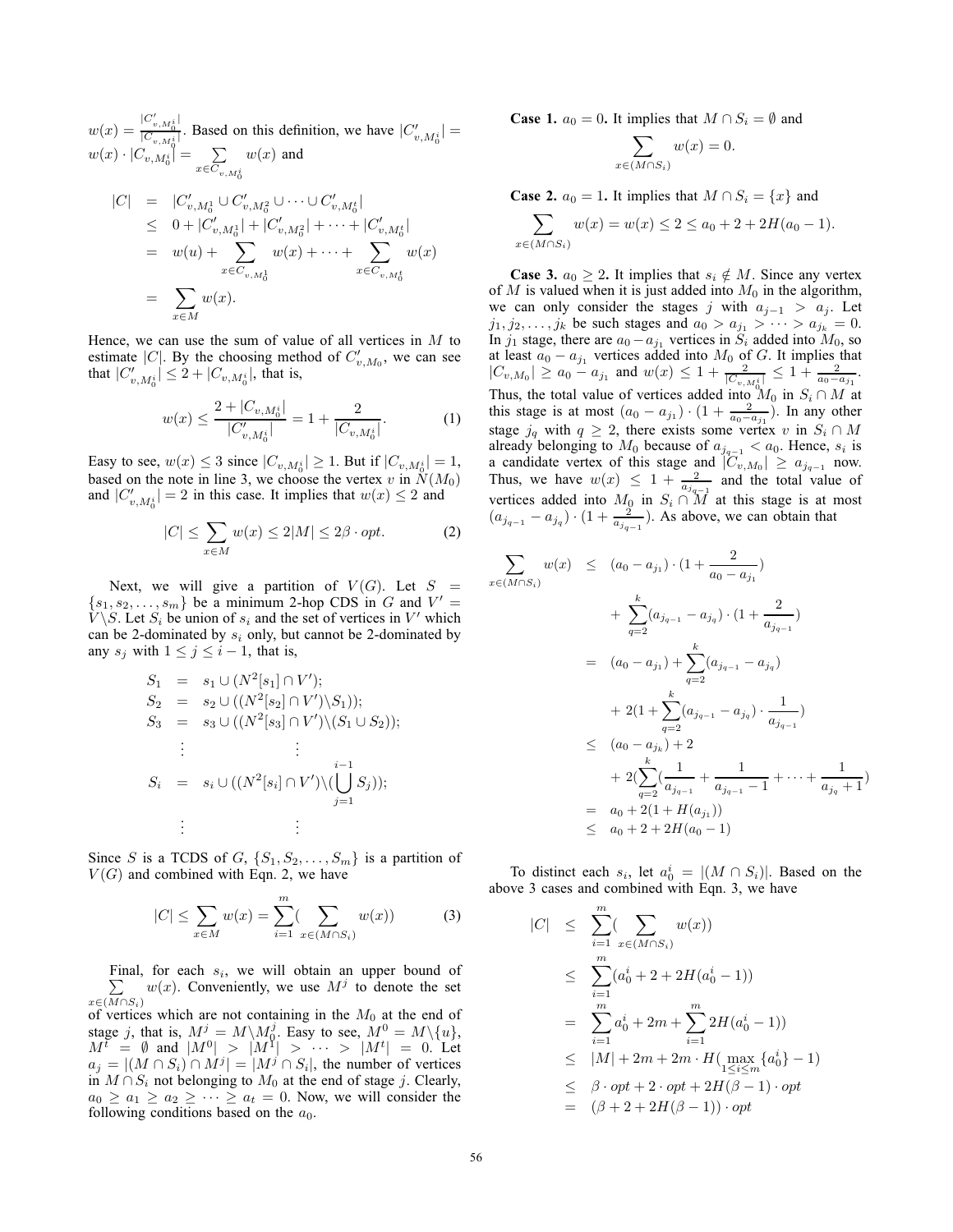$w(x) = \frac{|C'_{v,M_0^i}|}{|C_{v,M_0^i}|}$. Based on this definition, we have $|C'_{v,M_0^i}| = w(x) \cdot |C_{v,M_0^i}| = \sum_{x \in C_{v,M_0^i}} w(x)$ and

$$
\begin{aligned}
|C| &= |C'_{v,M_0^1} \cup C'_{v,M_0^2} \cup \cdots \cup C'_{v,M_0^t}| \\
&\leq 0 + |C'_{v,M_0^1}| + |C'_{v,M_0^2}| + \cdots + |C'_{v,M_0^t}| \\
&= w(u) + \sum_{x \in C_{v,M_0^1}} w(x) + \cdots + \sum_{x \in C_{v,M_0^t}} w(x) \\
&= \sum_{x \in M} w(x).
\end{aligned}
$$

Hence, we can use the sum of value of all vertices in $M$ to estimate $|C|$. By the choosing method of $C'_{v,M_0}$, we can see that $|C'_{v,M_0^i}| \leq 2 + |C_{v,M_0^i}|$, that is,

$$
w(x) \leq \frac{2 + |C_{v,M_0^i}|}{|C'_{v,M_0^i}|} = 1 + \frac{2}{|C_{v,M_0^i}|}. \tag{1}
$$

Easy to see, $w(x) \leq 3$ since $|C_{v,M_0^i}| \geq 1$. But if $|C_{v,M_0^i}| = 1$, based on the note in line 3, we choose the vertex $v$ in $N(M_0)$ and $|C'_{v,M_0^i}| = 2$ in this case. It implies that $w(x) \leq 2$ and

$$
|C| \leq \sum_{x \in M} w(x) \leq 2|M| \leq 2\beta \cdot opt. \tag{2}
$$

Next, we will give a partition of $V(G)$. Let $S = \{s_1, s_2, \ldots, s_m\}$ be a minimum 2-hop CDS in $G$ and $V' = V \backslash S$. Let $S_i$ be union of $s_i$ and the set of vertices in $V'$ which can be 2-dominated by $s_i$ only, but cannot be 2-dominated by any $s_j$ with $1 \leq j \leq i-1$, that is,

$$
\begin{aligned}
S_1 &= s_1 \cup (N^2[s_1] \cap V'); \\
S_2 &= s_2 \cup ((N^2[s_2] \cap V') \backslash S_1)); \\
S_3 &= s_3 \cup ((N^2[s_3] \cap V') \backslash (S_1 \cup S_2)); \\
&\vdots \qquad\qquad \vdots \\
S_i &= s_i \cup ((N^2[s_i] \cap V') \backslash (\bigcup_{j=1}^{i-1} S_j)); \\
&\vdots \qquad\qquad \vdots
\end{aligned}
$$

Since $S$ is a TCDS of $G$, $\{S_1, S_2, \ldots, S_m\}$ is a partition of $V(G)$ and combined with Eqn. 2, we have

$$
|C| \leq \sum_{x \in M} w(x) = \sum_{i=1}^{m} (\sum_{x \in (M \cap S_i)} w(x)) \tag{3}
$$

Final, for each $s_i$, we will obtain an upper bound of $\sum_{x \in (M \cap S_i)} w(x)$. Conveniently, we use $M^j$ to denote the set of vertices which are not containing in the $M_0$ at the end of stage $j$, that is, $M^j = M \backslash M_0^j$. Easy to see, $M^0 = M \backslash \{u\}$, $M^t = \emptyset$ and $|M^0| > |M^1| > \cdots > |M^t| = 0$. Let $a_j = |(M \cap S_i) \cap M^j| = |M^j \cap S_i|$, the number of vertices in $M \cap S_i$ not belonging to $M_0$ at the end of stage $j$. Clearly, $a_0 \geq a_1 \geq a_2 \geq \cdots \geq a_t = 0$. Now, we will consider the following conditions based on the $a_0$.

**Case 1.** $a_0 = 0$**.** It implies that $M \cap S_i = \emptyset$ and

$$
\sum_{x \in (M \cap S_i)} w(x) = 0.
$$

**Case 2.** $a_0 = 1$**.** It implies that $M \cap S_i = \{x\}$ and

$$
\sum_{x \in (M \cap S_i)} w(x) = w(x) \leq 2 \leq a_0 + 2 + 2H(a_0 - 1).
$$

**Case 3.** $a_0 \geq 2$**.** It implies that $s_i \notin M$. Since any vertex of $M$ is valued when it is just added into $M_0$ in the algorithm, we can only consider the stages $j$ with $a_{j-1} > a_j$. Let $j_1, j_2, \ldots, j_k$ be such stages and $a_0 > a_{j_1} > \cdots > a_{j_k} = 0$. In $j_1$ stage, there are $a_0 - a_{j_1}$ vertices in $S_i$ added into $M_0$, so at least $a_0 - a_{j_1}$ vertices added into $M_0$ of $G$. It implies that $|C_{v,M_0}| \geq a_0 - a_{j_1}$ and $w(x) \leq 1 + \frac{2}{|C_{v,M_0^i}|} \leq 1 + \frac{2}{a_0 - a_{j_1}}$. Thus, the total value of vertices added into $M_0$ in $S_i \cap M$ at this stage is at most $(a_0 - a_{j_1}) \cdot (1 + \frac{2}{a_0 - a_{j_1}})$. In any other stage $j_q$ with $q \geq 2$, there exists some vertex $v$ in $S_i \cap M$ already belonging to $M_0$ because of $a_{j_{q-1}} < a_0$. Hence, $s_i$ is a candidate vertex of this stage and $|C_{v,M_0}| \geq a_{j_{q-1}}$ now. Thus, we have $w(x) \leq 1 + \frac{2}{a_{j_{q-1}}}$ and the total value of vertices added into $M_0$ in $S_i \cap M$ at this stage is at most $(a_{j_{q-1}} - a_{j_q}) \cdot (1 + \frac{2}{a_{j_{q-1}}})$. As above, we can obtain that

$$
\begin{aligned}
\sum_{x \in (M \cap S_i)} w(x) &\leq (a_0 - a_{j_1}) \cdot (1 + \frac{2}{a_0 - a_{j_1}}) \\
&\quad + \sum_{q=2}^{k} (a_{j_{q-1}} - a_{j_q}) \cdot (1 + \frac{2}{a_{j_{q-1}}}) \\
&= (a_0 - a_{j_1}) + \sum_{q=2}^{k} (a_{j_{q-1}} - a_{j_q}) \\
&\quad + 2(1 + \sum_{q=2}^{k} (a_{j_{q-1}} - a_{j_q}) \cdot \frac{1}{a_{j_{q-1}}}) \\
&\leq (a_0 - a_{j_k}) + 2 \\
&\quad + 2(\sum_{q=2}^{k} (\frac{1}{a_{j_{q-1}}} + \frac{1}{a_{j_{q-1}} - 1} + \cdots + \frac{1}{a_{j_q} + 1}) \\
&= a_0 + 2(1 + H(a_{j_1})) \\
&\leq a_0 + 2 + 2H(a_0 - 1)
\end{aligned}
$$

To distinct each $s_i$, let $a_0^i = |(M \cap S_i)|$. Based on the above 3 cases and combined with Eqn. 3, we have

$$
\begin{aligned}
|C| &\leq \sum_{i=1}^{m} (\sum_{x \in (M \cap S_i)} w(x)) \\
&\leq \sum_{i=1}^{m} (a_0^i + 2 + 2H(a_0^i - 1)) \\
&= \sum_{i=1}^{m} a_0^i + 2m + \sum_{i=1}^{m} 2H(a_0^i - 1)) \\
&\leq |M| + 2m + 2m \cdot H(\max_{1 \leq i \leq m} \{a_0^i\} - 1) \\
&\leq \beta \cdot opt + 2 \cdot opt + 2H(\beta - 1) \cdot opt \\
&= (\beta + 2 + 2H(\beta - 1)) \cdot opt
\end{aligned}
$$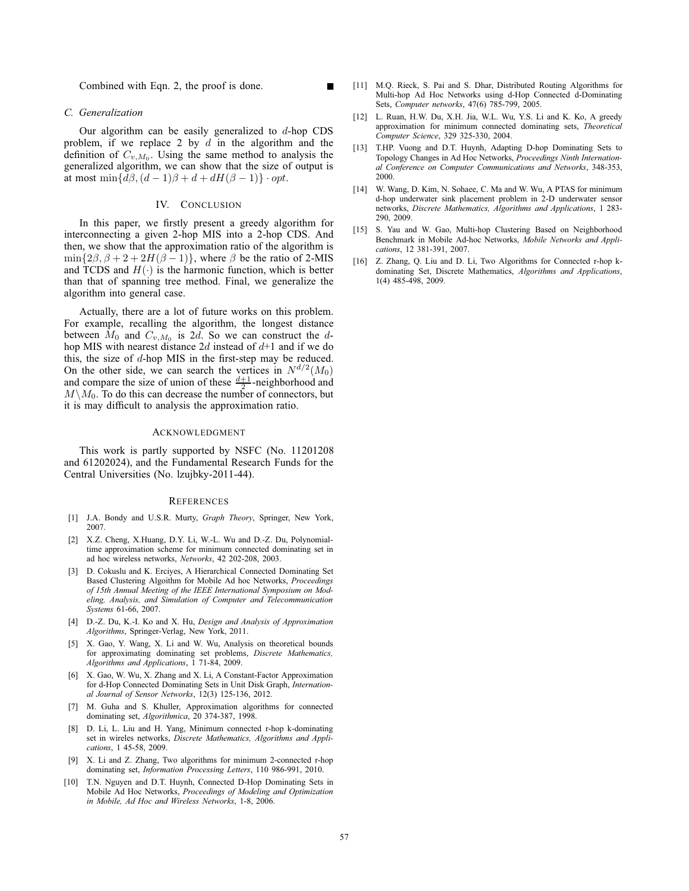Combined with Eqn. 2, the proof is done. ■

### C. Generalization

Our algorithm can be easily generalized to $d$-hop CDS problem, if we replace 2 by $d$ in the algorithm and the definition of $C_{v,M_0}$. Using the same method to analysis the generalized algorithm, we can show that the size of output is at most $\min\{d\beta, (d-1)\beta + d + dH(\beta - 1)\} \cdot opt$.

## IV. Conclusion

In this paper, we firstly present a greedy algorithm for interconnecting a given 2-hop MIS into a 2-hop CDS. And then, we show that the approximation ratio of the algorithm is $\min\{2\beta, \beta + 2 + 2H(\beta - 1)\}$, where $\beta$ be the ratio of 2-MIS and TCDS and $H(\cdot)$ is the harmonic function, which is better than that of spanning tree method. Final, we generalize the algorithm into general case.

Actually, there are a lot of future works on this problem. For example, recalling the algorithm, the longest distance between $M_0$ and $C_{v,M_0}$ is $2d$. So we can construct the $d$-hop MIS with nearest distance $2d$ instead of $d$+1 and if we do this, the size of $d$-hop MIS in the first-step may be reduced. On the other side, we can search the vertices in $N^{d/2}(M_0)$ and compare the size of union of these $\frac{d+1}{2}$-neighborhood and $M \backslash M_0$. To do this can decrease the number of connectors, but it is may difficult to analysis the approximation ratio.

## Acknowledgment

This work is partly supported by NSFC (No. 11201208 and 61202024), and the Fundamental Research Funds for the Central Universities (No. lzujbky-2011-44).

## References

[1] J.A. Bondy and U.S.R. Murty, *Graph Theory*, Springer, New York, 2007.

[2] X.Z. Cheng, X.Huang, D.Y. Li, W.-L. Wu and D.-Z. Du, Polynomial-time approximation scheme for minimum connected dominating set in ad hoc wireless networks, *Networks*, 42 202-208, 2003.

[3] D. Cokuslu and K. Erciyes, A Hierarchical Connected Dominating Set Based Clustering Algoithm for Mobile Ad hoc Networks, *Proceedings of 15th Annual Meeting of the IEEE International Symposium on Modeling, Analysis, and Simulation of Computer and Telecommunication Systems* 61-66, 2007.

[4] D.-Z. Du, K.-I. Ko and X. Hu, *Design and Analysis of Approximation Algorithms*, Springer-Verlag, New York, 2011.

[5] X. Gao, Y. Wang, X. Li and W. Wu, Analysis on theoretical bounds for approximating dominating set problems, *Discrete Mathematics, Algorithms and Applications*, 1 71-84, 2009.

[6] X. Gao, W. Wu, X. Zhang and X. Li, A Constant-Factor Approximation for d-Hop Connected Dominating Sets in Unit Disk Graph, *International Journal of Sensor Networks*, 12(3) 125-136, 2012.

[7] M. Guha and S. Khuller, Approximation algorithms for connected dominating set, *Algorithmica*, 20 374-387, 1998.

[8] D. Li, L. Liu and H. Yang, Minimum connected r-hop k-dominating set in wireles networks, *Discrete Mathematics, Algorithms and Applications*, 1 45-58, 2009.

[9] X. Li and Z. Zhang, Two algorithms for minimum 2-connected r-hop dominating set, *Information Processing Letters*, 110 986-991, 2010.

[10] T.N. Nguyen and D.T. Huynh, Connected D-Hop Dominating Sets in Mobile Ad Hoc Networks, *Proceedings of Modeling and Optimization in Mobile, Ad Hoc and Wireless Networks*, 1-8, 2006.

[11] M.Q. Rieck, S. Pai and S. Dhar, Distributed Routing Algorithms for Multi-hop Ad Hoc Networks using d-Hop Connected d-Dominating Sets, *Computer networks*, 47(6) 785-799, 2005.

[12] L. Ruan, H.W. Du, X.H. Jia, W.L. Wu, Y.S. Li and K. Ko, A greedy approximation for minimum connected dominating sets, *Theoretical Computer Science*, 329 325-330, 2004.

[13] T.HP. Vuong and D.T. Huynh, Adapting D-hop Dominating Sets to Topology Changes in Ad Hoc Networks, *Proceedings Ninth International Conference on Computer Communications and Networks*, 348-353, 2000.

[14] W. Wang, D. Kim, N. Sohaee, C. Ma and W. Wu, A PTAS for minimum d-hop underwater sink placement problem in 2-D underwater sensor networks, *Discrete Mathematics, Algorithms and Applications*, 1 283-290, 2009.

[15] S. Yau and W. Gao, Multi-hop Clustering Based on Neighborhood Benchmark in Mobile Ad-hoc Networks, *Mobile Networks and Applications*, 12 381-391, 2007.

[16] Z. Zhang, Q. Liu and D. Li, Two Algorithms for Connected r-hop k-dominating Set, Discrete Mathematics, *Algorithms and Applications*, 1(4) 485-498, 2009.